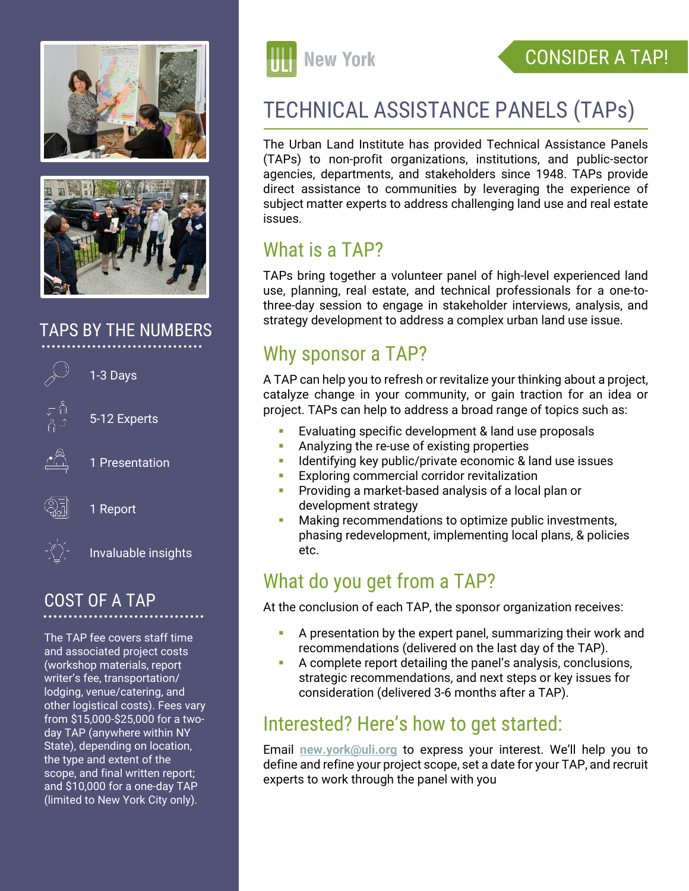ULI New York

CONSIDER A TAP!

# TECHNICAL ASSISTANCE PANELS (TAPs)

The Urban Land Institute has provided Technical Assistance Panels (TAPs) to non-profit organizations, institutions, and public-sector agencies, departments, and stakeholders since 1948. TAPs provide direct assistance to communities by leveraging the experience of subject matter experts to address challenging land use and real estate issues.

## What is a TAP?

TAPs bring together a volunteer panel of high-level experienced land use, planning, real estate, and technical professionals for a one-to-three-day session to engage in stakeholder interviews, analysis, and strategy development to address a complex urban land use issue.

## Why sponsor a TAP?

A TAP can help you to refresh or revitalize your thinking about a project, catalyze change in your community, or gain traction for an idea or project. TAPs can help to address a broad range of topics such as:

- Evaluating specific development & land use proposals
- Analyzing the re-use of existing properties
- Identifying key public/private economic & land use issues
- Exploring commercial corridor revitalization
- Providing a market-based analysis of a local plan or development strategy
- Making recommendations to optimize public investments, phasing redevelopment, implementing local plans, & policies etc.

## What do you get from a TAP?

At the conclusion of each TAP, the sponsor organization receives:

- A presentation by the expert panel, summarizing their work and recommendations (delivered on the last day of the TAP).
- A complete report detailing the panel's analysis, conclusions, strategic recommendations, and next steps or key issues for consideration (delivered 3-6 months after a TAP).

## Interested? Here's how to get started:

Email **new.york@uli.org** to express your interest. We'll help you to define and refine your project scope, set a date for your TAP, and recruit experts to work through the panel with you

## TAPS BY THE NUMBERS

- 1-3 Days
- 5-12 Experts
- 1 Presentation
- 1 Report
- Invaluable insights

## COST OF A TAP

The TAP fee covers staff time and associated project costs (workshop materials, report writer's fee, transportation/lodging, venue/catering, and other logistical costs). Fees vary from $15,000-$25,000 for a two-day TAP (anywhere within NY State), depending on location, the type and extent of the scope, and final written report; and $10,000 for a one-day TAP (limited to New York City only).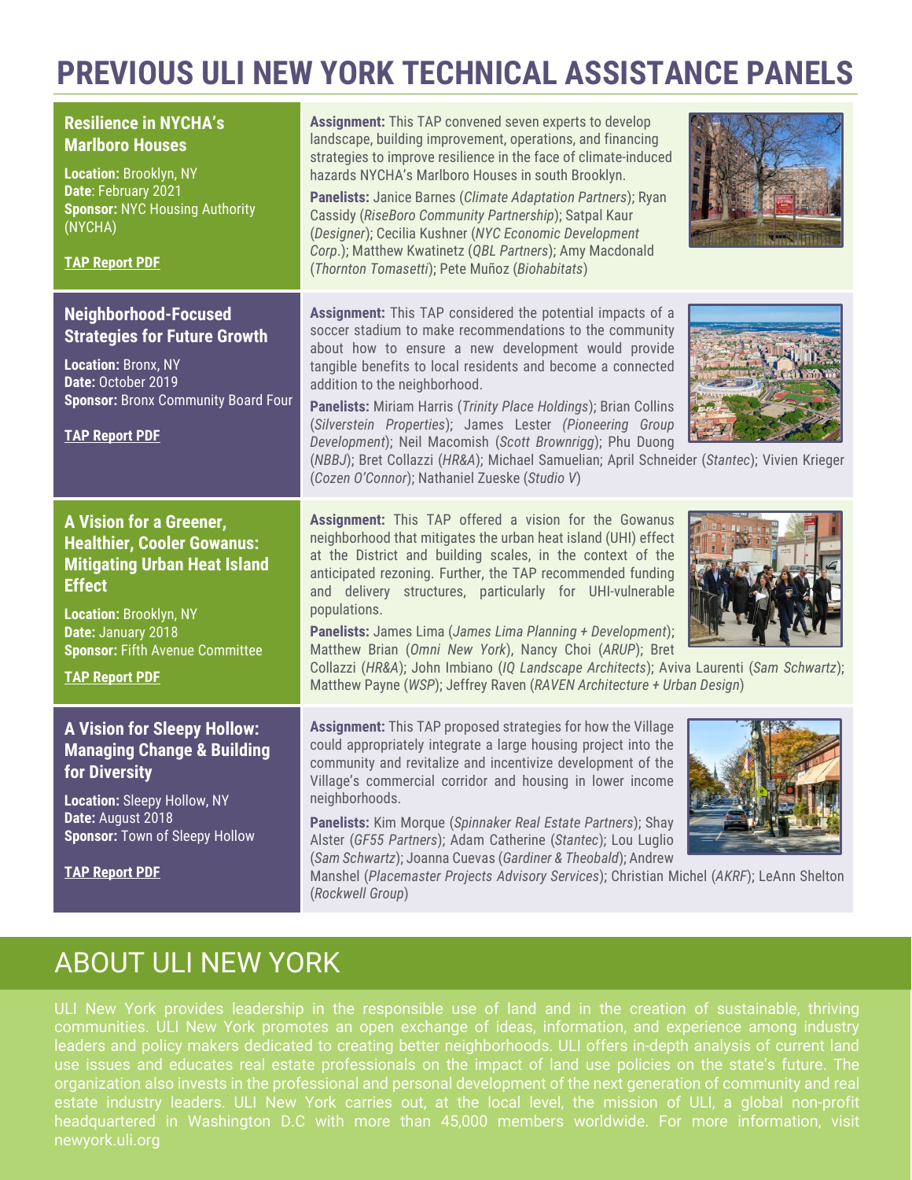# PREVIOUS ULI NEW YORK TECHNICAL ASSISTANCE PANELS

## Resilience in NYCHA's Marlboro Houses

**Location:** Brooklyn, NY
**Date**: February 2021
**Sponsor:** NYC Housing Authority (NYCHA)

**TAP Report PDF**

**Assignment:** This TAP convened seven experts to develop landscape, building improvement, operations, and financing strategies to improve resilience in the face of climate-induced hazards NYCHA's Marlboro Houses in south Brooklyn.

**Panelists:** Janice Barnes (*Climate Adaptation Partners*); Ryan Cassidy (*RiseBoro Community Partnership*); Satpal Kaur (*Designer*); Cecilia Kushner (*NYC Economic Development Corp*.); Matthew Kwatinetz (*QBL Partners*); Amy Macdonald (*Thornton Tomasetti*); Pete Muñoz (*Biohabitats*)

## Neighborhood-Focused Strategies for Future Growth

**Location:** Bronx, NY
**Date:** October 2019
**Sponsor:** Bronx Community Board Four

**TAP Report PDF**

**Assignment:** This TAP considered the potential impacts of a soccer stadium to make recommendations to the community about how to ensure a new development would provide tangible benefits to local residents and become a connected addition to the neighborhood.

**Panelists:** Miriam Harris (*Trinity Place Holdings*); Brian Collins (*Silverstein Properties*); James Lester (*Pioneering Group Development*); Neil Macomish (*Scott Brownrigg*); Phu Duong (*NBBJ*); Bret Collazzi (*HR&A*); Michael Samuelian; April Schneider (*Stantec*); Vivien Krieger (*Cozen O'Connor*); Nathaniel Zueske (*Studio V*)

## A Vision for a Greener, Healthier, Cooler Gowanus: Mitigating Urban Heat Island Effect

**Location:** Brooklyn, NY
**Date:** January 2018
**Sponsor:** Fifth Avenue Committee

**TAP Report PDF**

**Assignment:** This TAP offered a vision for the Gowanus neighborhood that mitigates the urban heat island (UHI) effect at the District and building scales, in the context of the anticipated rezoning. Further, the TAP recommended funding and delivery structures, particularly for UHI-vulnerable populations.

**Panelists:** James Lima (*James Lima Planning + Development*); Matthew Brian (*Omni New York*), Nancy Choi (*ARUP*); Bret Collazzi (*HR&A*); John Imbiano (*IQ Landscape Architects*); Aviva Laurenti (*Sam Schwartz*); Matthew Payne (*WSP*); Jeffrey Raven (*RAVEN Architecture + Urban Design*)

## A Vision for Sleepy Hollow: Managing Change & Building for Diversity

**Location:** Sleepy Hollow, NY
**Date:** August 2018
**Sponsor:** Town of Sleepy Hollow

**TAP Report PDF**

**Assignment:** This TAP proposed strategies for how the Village could appropriately integrate a large housing project into the community and revitalize and incentivize development of the Village's commercial corridor and housing in lower income neighborhoods.

**Panelists:** Kim Morque (*Spinnaker Real Estate Partners*); Shay Alster (*GF55 Partners*); Adam Catherine (*Stantec*); Lou Luglio (*Sam Schwartz*); Joanna Cuevas (*Gardiner & Theobald*); Andrew Manshel (*Placemaster Projects Advisory Services*); Christian Michel (*AKRF*); LeAnn Shelton (*Rockwell Group*)

# ABOUT ULI NEW YORK

ULI New York provides leadership in the responsible use of land and in the creation of sustainable, thriving communities. ULI New York promotes an open exchange of ideas, information, and experience among industry leaders and policy makers dedicated to creating better neighborhoods. ULI offers in-depth analysis of current land use issues and educates real estate professionals on the impact of land use policies on the state's future. The organization also invests in the professional and personal development of the next generation of community and real estate industry leaders. ULI New York carries out, at the local level, the mission of ULI, a global non-profit headquartered in Washington D.C with more than 45,000 members worldwide. For more information, visit newyork.uli.org